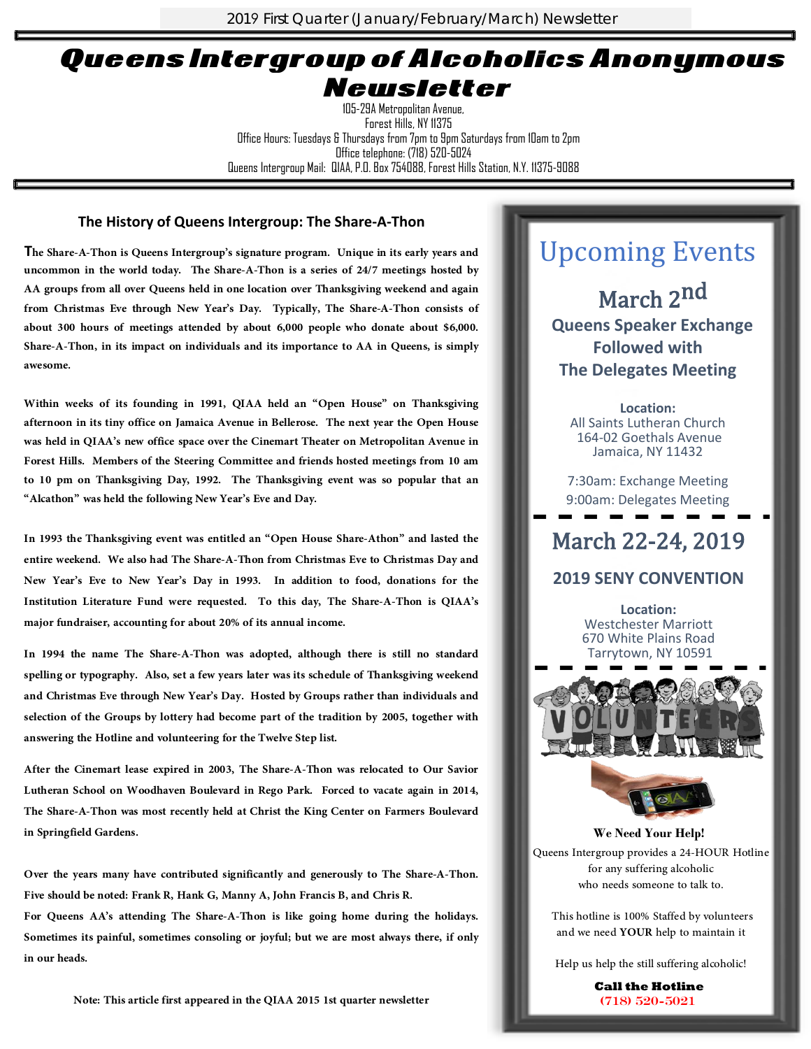2019 First Quarter (January/February/March) Newsletter

# Queens Intergroup of Alcoholics Anonymous Newsletter

105-29A Metropolitan Avenue,
Forest Hills, NY 11375
Office Hours: Tuesdays & Thursdays from 7pm to 9pm Saturdays from 10am to 2pm
Office telephone: (718) 520-5024
Queens Intergroup Mail: QIAA, P.O. Box 754088, Forest Hills Station, N.Y. 11375-9088

## The History of Queens Intergroup: The Share-A-Thon

**The Share-A-Thon is Queens Intergroup's signature program. Unique in its early years and uncommon in the world today. The Share-A-Thon is a series of 24/7 meetings hosted by AA groups from all over Queens held in one location over Thanksgiving weekend and again from Christmas Eve through New Year's Day. Typically, The Share-A-Thon consists of about 300 hours of meetings attended by about 6,000 people who donate about $6,000. Share-A-Thon, in its impact on individuals and its importance to AA in Queens, is simply awesome.**

**Within weeks of its founding in 1991, QIAA held an "Open House" on Thanksgiving afternoon in its tiny office on Jamaica Avenue in Bellerose. The next year the Open House was held in QIAA's new office space over the Cinemart Theater on Metropolitan Avenue in Forest Hills. Members of the Steering Committee and friends hosted meetings from 10 am to 10 pm on Thanksgiving Day, 1992. The Thanksgiving event was so popular that an "Alcathon" was held the following New Year's Eve and Day.**

**In 1993 the Thanksgiving event was entitled an "Open House Share-Athon" and lasted the entire weekend. We also had The Share-A-Thon from Christmas Eve to Christmas Day and New Year's Eve to New Year's Day in 1993. In addition to food, donations for the Institution Literature Fund were requested. To this day, The Share-A-Thon is QIAA's major fundraiser, accounting for about 20% of its annual income.**

**In 1994 the name The Share-A-Thon was adopted, although there is still no standard spelling or typography. Also, set a few years later was its schedule of Thanksgiving weekend and Christmas Eve through New Year's Day. Hosted by Groups rather than individuals and selection of the Groups by lottery had become part of the tradition by 2005, together with answering the Hotline and volunteering for the Twelve Step list.**

**After the Cinemart lease expired in 2003, The Share-A-Thon was relocated to Our Savior Lutheran School on Woodhaven Boulevard in Rego Park. Forced to vacate again in 2014, The Share-A-Thon was most recently held at Christ the King Center on Farmers Boulevard in Springfield Gardens.**

**Over the years many have contributed significantly and generously to The Share-A-Thon. Five should be noted: Frank R, Hank G, Manny A, John Francis B, and Chris R.**
**For Queens AA's attending The Share-A-Thon is like going home during the holidays. Sometimes its painful, sometimes consoling or joyful; but we are most always there, if only in our heads.**

**Note: This article first appeared in the QIAA 2015 1st quarter newsletter**

## Upcoming Events

### March 2nd

**Queens Speaker Exchange Followed with The Delegates Meeting**

**Location:**
All Saints Lutheran Church
164-02 Goethals Avenue
Jamaica, NY 11432

7:30am: Exchange Meeting
9:00am: Delegates Meeting

### March 22-24, 2019

**2019 SENY CONVENTION**

**Location:**
Westchester Marriott
670 White Plains Road
Tarrytown, NY 10591

**We Need Your Help!**

Queens Intergroup provides a 24-HOUR Hotline for any suffering alcoholic who needs someone to talk to.

This hotline is 100% Staffed by volunteers and we need **YOUR** help to maintain it

Help us help the still suffering alcoholic!

**Call the Hotline**
**(718) 520-5021**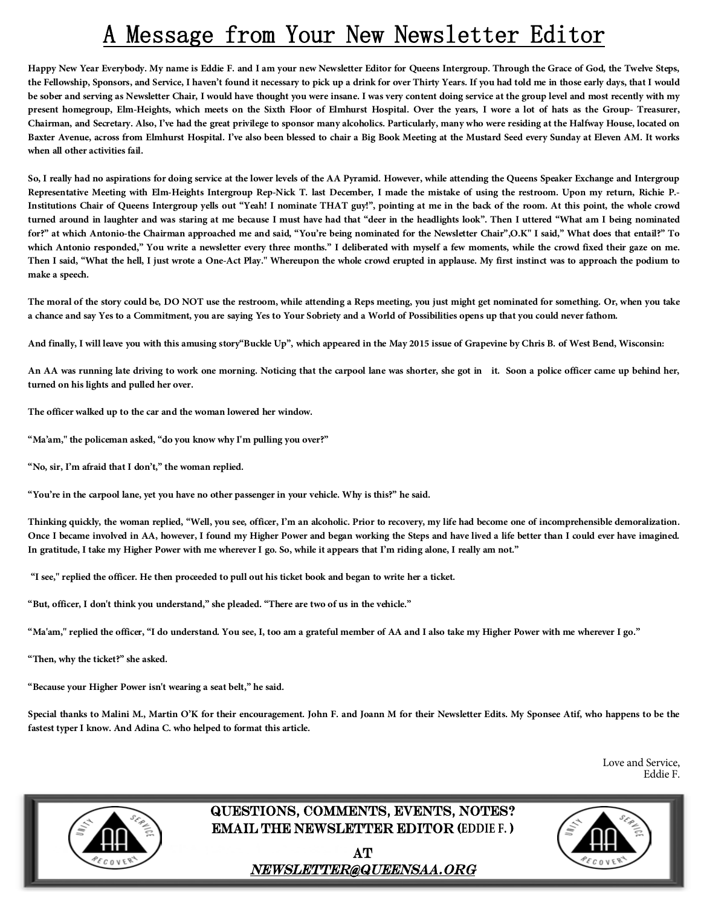# A Message from Your New Newsletter Editor

**Happy New Year Everybody. My name is Eddie F. and I am your new Newsletter Editor for Queens Intergroup. Through the Grace of God, the Twelve Steps, the Fellowship, Sponsors, and Service, I haven't found it necessary to pick up a drink for over Thirty Years. If you had told me in those early days, that I would be sober and serving as Newsletter Chair, I would have thought you were insane. I was very content doing service at the group level and most recently with my present homegroup, Elm-Heights, which meets on the Sixth Floor of Elmhurst Hospital. Over the years, I wore a lot of hats as the Group- Treasurer, Chairman, and Secretary. Also, I've had the great privilege to sponsor many alcoholics. Particularly, many who were residing at the Halfway House, located on Baxter Avenue, across from Elmhurst Hospital. I've also been blessed to chair a Big Book Meeting at the Mustard Seed every Sunday at Eleven AM. It works when all other activities fail.**

**So, I really had no aspirations for doing service at the lower levels of the AA Pyramid. However, while attending the Queens Speaker Exchange and Intergroup Representative Meeting with Elm-Heights Intergroup Rep-Nick T. last December, I made the mistake of using the restroom. Upon my return, Richie P.-Institutions Chair of Queens Intergroup yells out "Yeah! I nominate THAT guy!", pointing at me in the back of the room. At this point, the whole crowd turned around in laughter and was staring at me because I must have had that "deer in the headlights look". Then I uttered "What am I being nominated for?" at which Antonio-the Chairman approached me and said, "You're being nominated for the Newsletter Chair",O.K" I said," What does that entail?" To which Antonio responded," You write a newsletter every three months." I deliberated with myself a few moments, while the crowd fixed their gaze on me. Then I said, "What the hell, I just wrote a One-Act Play." Whereupon the whole crowd erupted in applause. My first instinct was to approach the podium to make a speech.**

**The moral of the story could be, DO NOT use the restroom, while attending a Reps meeting, you just might get nominated for something. Or, when you take a chance and say Yes to a Commitment, you are saying Yes to Your Sobriety and a World of Possibilities opens up that you could never fathom.**

**And finally, I will leave you with this amusing story"Buckle Up", which appeared in the May 2015 issue of Grapevine by Chris B. of West Bend, Wisconsin:**

**An AA was running late driving to work one morning. Noticing that the carpool lane was shorter, she got in it. Soon a police officer came up behind her, turned on his lights and pulled her over.**

**The officer walked up to the car and the woman lowered her window.**

**"Ma'am," the policeman asked, "do you know why I'm pulling you over?"**

**"No, sir, I'm afraid that I don't," the woman replied.**

**"You're in the carpool lane, yet you have no other passenger in your vehicle. Why is this?" he said.**

**Thinking quickly, the woman replied, "Well, you see, officer, I'm an alcoholic. Prior to recovery, my life had become one of incomprehensible demoralization. Once I became involved in AA, however, I found my Higher Power and began working the Steps and have lived a life better than I could ever have imagined. In gratitude, I take my Higher Power with me wherever I go. So, while it appears that I'm riding alone, I really am not."**

**"I see," replied the officer. He then proceeded to pull out his ticket book and began to write her a ticket.**

**"But, officer, I don't think you understand," she pleaded. "There are two of us in the vehicle."**

**"Ma'am," replied the officer, "I do understand. You see, I, too am a grateful member of AA and I also take my Higher Power with me wherever I go."**

**"Then, why the ticket?" she asked.**

**"Because your Higher Power isn't wearing a seat belt," he said.**

**Special thanks to Malini M., Martin O'K for their encouragement. John F. and Joann M for their Newsletter Edits. My Sponsee Atif, who happens to be the fastest typer I know. And Adina C. who helped to format this article.**

Love and Service,
Eddie F.

**QUESTIONS, COMMENTS, EVENTS, NOTES?**
**EMAIL THE NEWSLETTER EDITOR (EDDIE F.)**
**AT**
***NEWSLETTER@QUEENSAA.ORG***